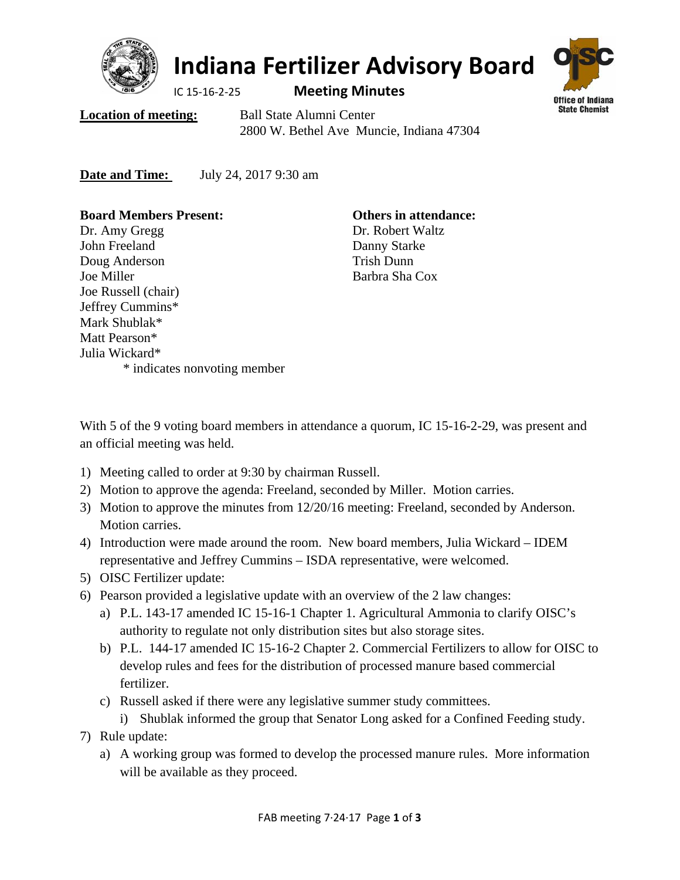# Indiana Fertilizer Advisory Board

IC 15-16-2-25 **Meeting Minutes**

**Location of meeting:** Ball State Alumni Center
2800 W. Bethel Ave Muncie, Indiana 47304

**Date and Time:** July 24, 2017 9:30 am

**Board Members Present:**
Dr. Amy Gregg
John Freeland
Doug Anderson
Joe Miller
Joe Russell (chair)
Jeffrey Cummins*
Mark Shublak*
Matt Pearson*
Julia Wickard*
\* indicates nonvoting member

**Others in attendance:**
Dr. Robert Waltz
Danny Starke
Trish Dunn
Barbra Sha Cox

With 5 of the 9 voting board members in attendance a quorum, IC 15-16-2-29, was present and an official meeting was held.

1) Meeting called to order at 9:30 by chairman Russell.
2) Motion to approve the agenda: Freeland, seconded by Miller. Motion carries.
3) Motion to approve the minutes from 12/20/16 meeting: Freeland, seconded by Anderson. Motion carries.
4) Introduction were made around the room. New board members, Julia Wickard – IDEM representative and Jeffrey Cummins – ISDA representative, were welcomed.
5) OISC Fertilizer update:
6) Pearson provided a legislative update with an overview of the 2 law changes:
   a) P.L. 143-17 amended IC 15-16-1 Chapter 1. Agricultural Ammonia to clarify OISC's authority to regulate not only distribution sites but also storage sites.
   b) P.L. 144-17 amended IC 15-16-2 Chapter 2. Commercial Fertilizers to allow for OISC to develop rules and fees for the distribution of processed manure based commercial fertilizer.
   c) Russell asked if there were any legislative summer study committees.
      i) Shublak informed the group that Senator Long asked for a Confined Feeding study.
7) Rule update:
   a) A working group was formed to develop the processed manure rules. More information will be available as they proceed.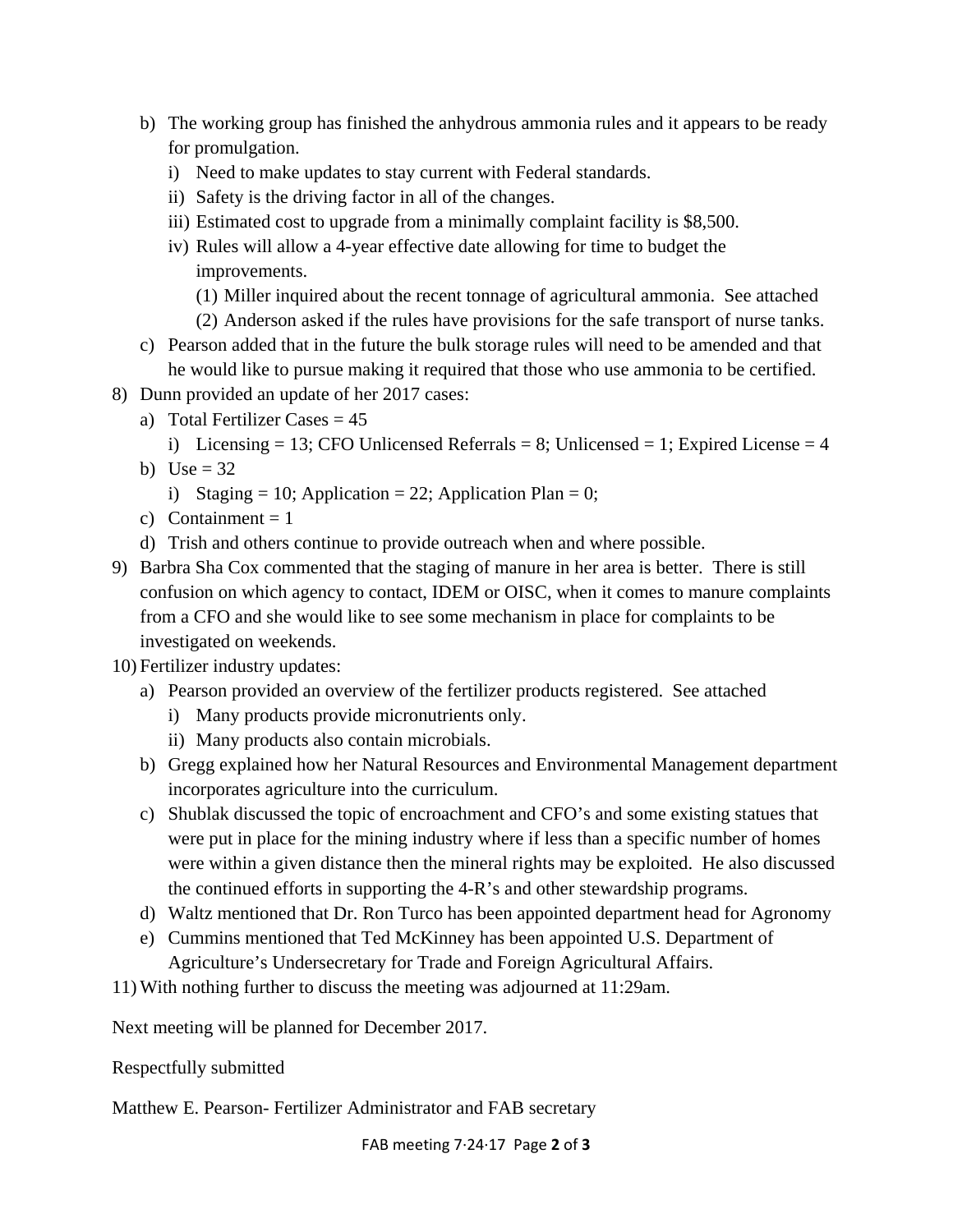b) The working group has finished the anhydrous ammonia rules and it appears to be ready for promulgation.
   i) Need to make updates to stay current with Federal standards.
   ii) Safety is the driving factor in all of the changes.
   iii) Estimated cost to upgrade from a minimally complaint facility is $8,500.
   iv) Rules will allow a 4-year effective date allowing for time to budget the improvements.
      (1) Miller inquired about the recent tonnage of agricultural ammonia. See attached
      (2) Anderson asked if the rules have provisions for the safe transport of nurse tanks.

c) Pearson added that in the future the bulk storage rules will need to be amended and that he would like to pursue making it required that those who use ammonia to be certified.

8) Dunn provided an update of her 2017 cases:
   a) Total Fertilizer Cases = 45
      i) Licensing = 13; CFO Unlicensed Referrals = 8; Unlicensed = 1; Expired License = 4
   b) Use = 32
      i) Staging = 10; Application = 22; Application Plan = 0;
   c) Containment = 1
   d) Trish and others continue to provide outreach when and where possible.

9) Barbra Sha Cox commented that the staging of manure in her area is better. There is still confusion on which agency to contact, IDEM or OISC, when it comes to manure complaints from a CFO and she would like to see some mechanism in place for complaints to be investigated on weekends.

10) Fertilizer industry updates:
   a) Pearson provided an overview of the fertilizer products registered. See attached
      i) Many products provide micronutrients only.
      ii) Many products also contain microbials.
   b) Gregg explained how her Natural Resources and Environmental Management department incorporates agriculture into the curriculum.
   c) Shublak discussed the topic of encroachment and CFO's and some existing statues that were put in place for the mining industry where if less than a specific number of homes were within a given distance then the mineral rights may be exploited. He also discussed the continued efforts in supporting the 4-R's and other stewardship programs.
   d) Waltz mentioned that Dr. Ron Turco has been appointed department head for Agronomy
   e) Cummins mentioned that Ted McKinney has been appointed U.S. Department of Agriculture's Undersecretary for Trade and Foreign Agricultural Affairs.

11) With nothing further to discuss the meeting was adjourned at 11:29am.

Next meeting will be planned for December 2017.

Respectfully submitted

Matthew E. Pearson- Fertilizer Administrator and FAB secretary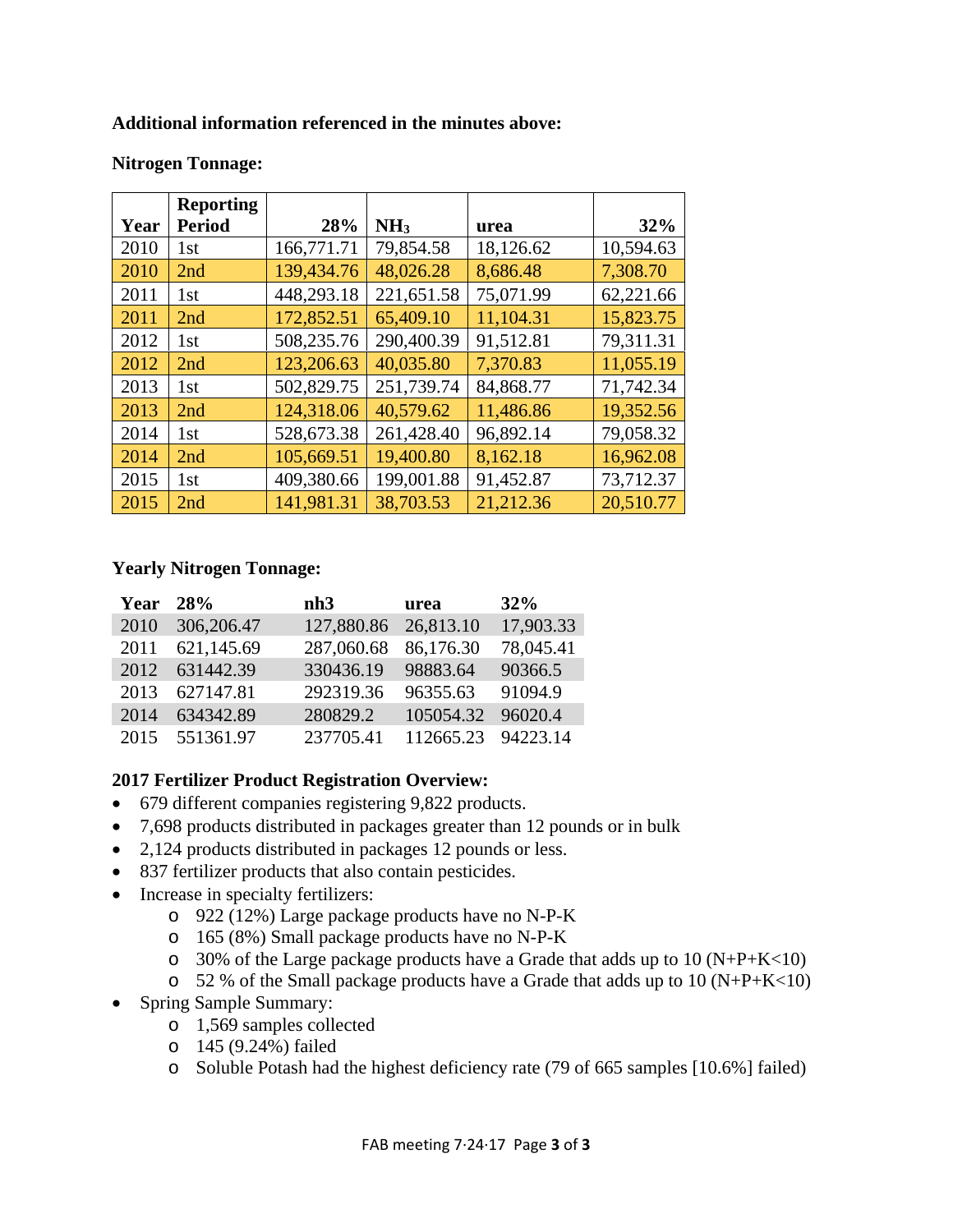**Additional information referenced in the minutes above:**

**Nitrogen Tonnage:**

| Year | Reporting Period | 28% | $NH_3$ | urea | 32% |
|---|---|---|---|---|---|
| 2010 | 1st | 166,771.71 | 79,854.58 | 18,126.62 | 10,594.63 |
| 2010 | 2nd | 139,434.76 | 48,026.28 | 8,686.48 | 7,308.70 |
| 2011 | 1st | 448,293.18 | 221,651.58 | 75,071.99 | 62,221.66 |
| 2011 | 2nd | 172,852.51 | 65,409.10 | 11,104.31 | 15,823.75 |
| 2012 | 1st | 508,235.76 | 290,400.39 | 91,512.81 | 79,311.31 |
| 2012 | 2nd | 123,206.63 | 40,035.80 | 7,370.83 | 11,055.19 |
| 2013 | 1st | 502,829.75 | 251,739.74 | 84,868.77 | 71,742.34 |
| 2013 | 2nd | 124,318.06 | 40,579.62 | 11,486.86 | 19,352.56 |
| 2014 | 1st | 528,673.38 | 261,428.40 | 96,892.14 | 79,058.32 |
| 2014 | 2nd | 105,669.51 | 19,400.80 | 8,162.18 | 16,962.08 |
| 2015 | 1st | 409,380.66 | 199,001.88 | 91,452.87 | 73,712.37 |
| 2015 | 2nd | 141,981.31 | 38,703.53 | 21,212.36 | 20,510.77 |

**Yearly Nitrogen Tonnage:**

| Year | 28% | nh3 | urea | 32% |
|---|---|---|---|---|
| 2010 | 306,206.47 | 127,880.86 | 26,813.10 | 17,903.33 |
| 2011 | 621,145.69 | 287,060.68 | 86,176.30 | 78,045.41 |
| 2012 | 631442.39 | 330436.19 | 98883.64 | 90366.5 |
| 2013 | 627147.81 | 292319.36 | 96355.63 | 91094.9 |
| 2014 | 634342.89 | 280829.2 | 105054.32 | 96020.4 |
| 2015 | 551361.97 | 237705.41 | 112665.23 | 94223.14 |

**2017 Fertilizer Product Registration Overview:**

- 679 different companies registering 9,822 products.
- 7,698 products distributed in packages greater than 12 pounds or in bulk
- 2,124 products distributed in packages 12 pounds or less.
- 837 fertilizer products that also contain pesticides.
- Increase in specialty fertilizers:
  - 922 (12%) Large package products have no N-P-K
  - 165 (8%) Small package products have no N-P-K
  - 30% of the Large package products have a Grade that adds up to 10 (N+P+K<10)
  - 52 % of the Small package products have a Grade that adds up to 10 (N+P+K<10)
- Spring Sample Summary:
  - 1,569 samples collected
  - 145 (9.24%) failed
  - Soluble Potash had the highest deficiency rate (79 of 665 samples [10.6%] failed)